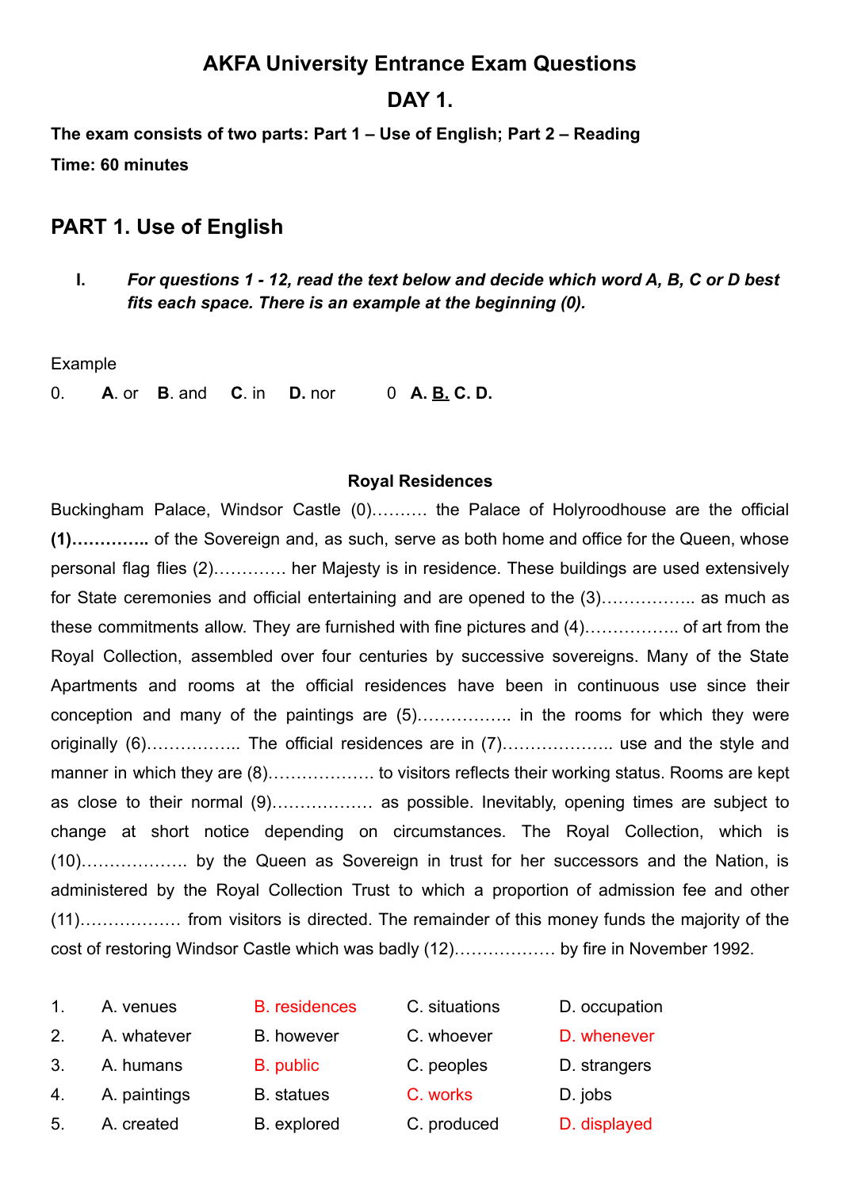# AKFA University Entrance Exam Questions

# DAY 1.

**The exam consists of two parts: Part 1 – Use of English; Part 2 – Reading**

**Time: 60 minutes**

## PART 1. Use of English

**I.** ***For questions 1 - 12, read the text below and decide which word A, B, C or D best fits each space. There is an example at the beginning (0).***

Example

0. **A**. or **B**. and **C**. in **D**. nor 0 **A.** **<u>B.</u>** **C.** **D.**

**Royal Residences**

Buckingham Palace, Windsor Castle (0)………. the Palace of Holyroodhouse are the official **(1)…………..** of the Sovereign and, as such, serve as both home and office for the Queen, whose personal flag flies (2)…………. her Majesty is in residence. These buildings are used extensively for State ceremonies and official entertaining and are opened to the (3)…………….. as much as these commitments allow. They are furnished with fine pictures and (4)…………….. of art from the Royal Collection, assembled over four centuries by successive sovereigns. Many of the State Apartments and rooms at the official residences have been in continuous use since their conception and many of the paintings are (5)…………….. in the rooms for which they were originally (6)…………….. The official residences are in (7)……………….. use and the style and manner in which they are (8)………………. to visitors reflects their working status. Rooms are kept as close to their normal (9)……………… as possible. Inevitably, opening times are subject to change at short notice depending on circumstances. The Royal Collection, which is (10)………………. by the Queen as Sovereign in trust for her successors and the Nation, is administered by the Royal Collection Trust to which a proportion of admission fee and other (11)……………… from visitors is directed. The remainder of this money funds the majority of the cost of restoring Windsor Castle which was badly (12)……………… by fire in November 1992.

1. A. venues B. residences C. situations D. occupation
2. A. whatever B. however C. whoever D. whenever
3. A. humans B. public C. peoples D. strangers
4. A. paintings B. statues C. works D. jobs
5. A. created B. explored C. produced D. displayed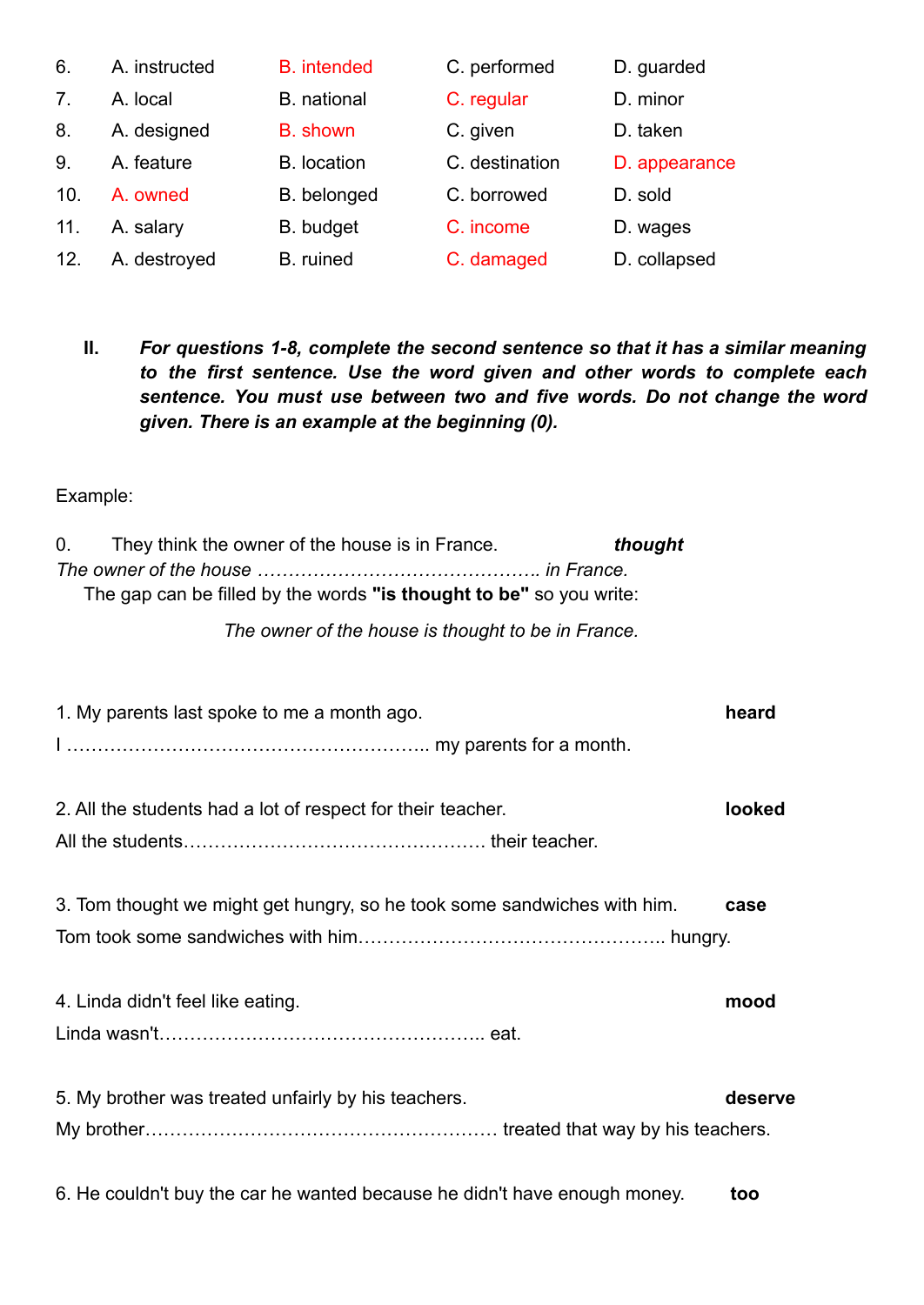| | | | | |
|---|---|---|---|---|
| 6. | A. instructed | B. intended | C. performed | D. guarded |
| 7. | A. local | B. national | C. regular | D. minor |
| 8. | A. designed | B. shown | C. given | D. taken |
| 9. | A. feature | B. location | C. destination | D. appearance |
| 10. | A. owned | B. belonged | C. borrowed | D. sold |
| 11. | A. salary | B. budget | C. income | D. wages |
| 12. | A. destroyed | B. ruined | C. damaged | D. collapsed |

**II.** ***For questions 1-8, complete the second sentence so that it has a similar meaning to the first sentence. Use the word given and other words to complete each sentence. You must use between two and five words. Do not change the word given. There is an example at the beginning (0).***

Example:

0. They think the owner of the house is in France. ***thought***

*The owner of the house ………………………………………. in France.*

The gap can be filled by the words **"is thought to be"** so you write:

*The owner of the house is thought to be in France.*

1. My parents last spoke to me a month ago. **heard**

I ………………………………………………….. my parents for a month.

2. All the students had a lot of respect for their teacher. **looked**

All the students…………………………………………. their teacher.

3. Tom thought we might get hungry, so he took some sandwiches with him. **case**

Tom took some sandwiches with him………………………………………….. hungry.

4. Linda didn't feel like eating. **mood**

Linda wasn't…………………………………………….. eat.

5. My brother was treated unfairly by his teachers. **deserve**

My brother………………………………………………… treated that way by his teachers.

6. He couldn't buy the car he wanted because he didn't have enough money. **too**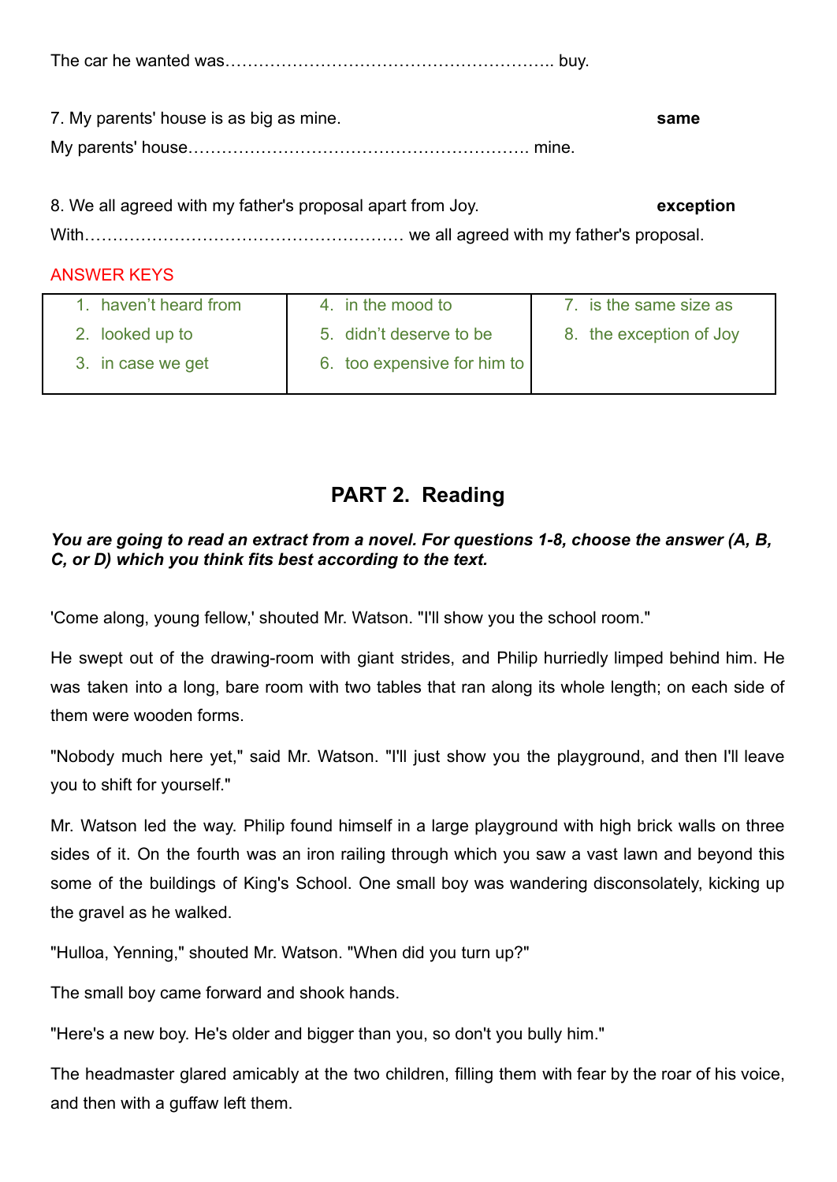The car he wanted was………………………………………………….. buy.

7. My parents' house is as big as mine. **same**

My parents' house……………………………………………………. mine.

8. We all agreed with my father's proposal apart from Joy. **exception**

With………………………………………………… we all agreed with my father's proposal.

ANSWER KEYS

| | | |
|---|---|---|
| 1. haven't heard from<br>2. looked up to<br>3. in case we get | 4. in the mood to<br>5. didn't deserve to be<br>6. too expensive for him to | 7. is the same size as<br>8. the exception of Joy |

## PART 2. Reading

***You are going to read an extract from a novel. For questions 1-8, choose the answer (A, B, C, or D) which you think fits best according to the text.***

'Come along, young fellow,' shouted Mr. Watson. "I'll show you the school room."

He swept out of the drawing-room with giant strides, and Philip hurriedly limped behind him. He was taken into a long, bare room with two tables that ran along its whole length; on each side of them were wooden forms.

"Nobody much here yet," said Mr. Watson. "I'll just show you the playground, and then I'll leave you to shift for yourself."

Mr. Watson led the way. Philip found himself in a large playground with high brick walls on three sides of it. On the fourth was an iron railing through which you saw a vast lawn and beyond this some of the buildings of King's School. One small boy was wandering disconsolately, kicking up the gravel as he walked.

"Hulloa, Yenning," shouted Mr. Watson. "When did you turn up?"

The small boy came forward and shook hands.

"Here's a new boy. He's older and bigger than you, so don't you bully him."

The headmaster glared amicably at the two children, filling them with fear by the roar of his voice, and then with a guffaw left them.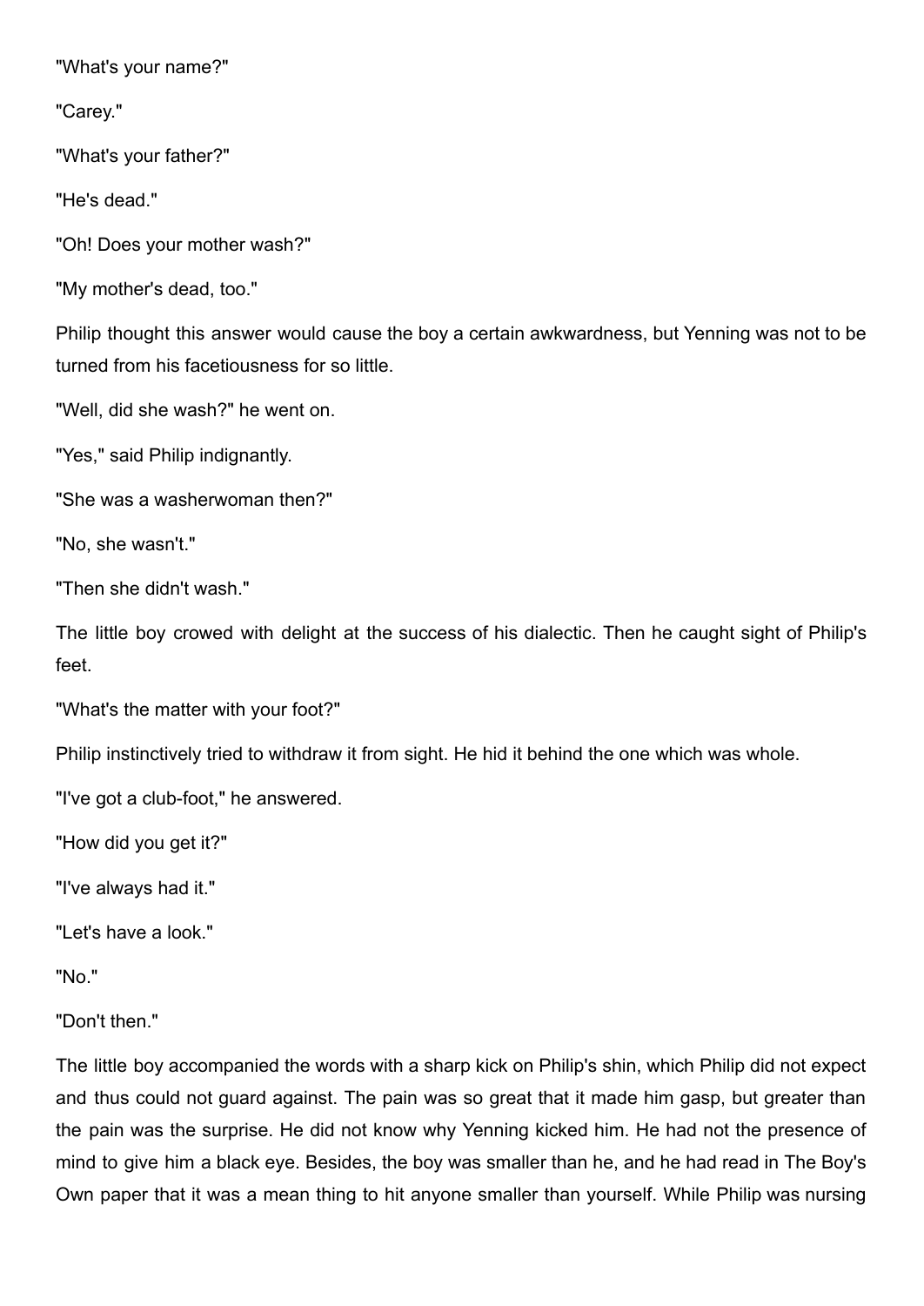"What's your name?"

"Carey."

"What's your father?"

"He's dead."

"Oh! Does your mother wash?"

"My mother's dead, too."

Philip thought this answer would cause the boy a certain awkwardness, but Yenning was not to be turned from his facetiousness for so little.

"Well, did she wash?" he went on.

"Yes," said Philip indignantly.

"She was a washerwoman then?"

"No, she wasn't."

"Then she didn't wash."

The little boy crowed with delight at the success of his dialectic. Then he caught sight of Philip's feet.

"What's the matter with your foot?"

Philip instinctively tried to withdraw it from sight. He hid it behind the one which was whole.

"I've got a club-foot," he answered.

"How did you get it?"

"I've always had it."

"Let's have a look."

"No."

"Don't then."

The little boy accompanied the words with a sharp kick on Philip's shin, which Philip did not expect and thus could not guard against. The pain was so great that it made him gasp, but greater than the pain was the surprise. He did not know why Yenning kicked him. He had not the presence of mind to give him a black eye. Besides, the boy was smaller than he, and he had read in The Boy's Own paper that it was a mean thing to hit anyone smaller than yourself. While Philip was nursing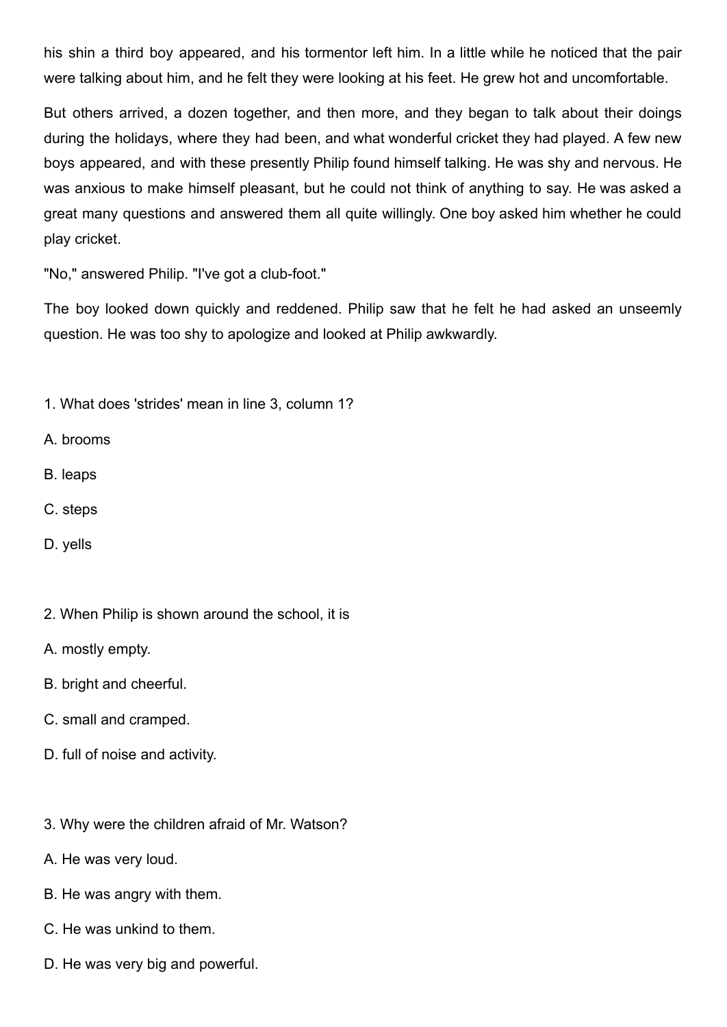his shin a third boy appeared, and his tormentor left him. In a little while he noticed that the pair were talking about him, and he felt they were looking at his feet. He grew hot and uncomfortable.

But others arrived, a dozen together, and then more, and they began to talk about their doings during the holidays, where they had been, and what wonderful cricket they had played. A few new boys appeared, and with these presently Philip found himself talking. He was shy and nervous. He was anxious to make himself pleasant, but he could not think of anything to say. He was asked a great many questions and answered them all quite willingly. One boy asked him whether he could play cricket.

"No," answered Philip. "I've got a club-foot."

The boy looked down quickly and reddened. Philip saw that he felt he had asked an unseemly question. He was too shy to apologize and looked at Philip awkwardly.

1. What does 'strides' mean in line 3, column 1?

A. brooms

B. leaps

C. steps

D. yells

2. When Philip is shown around the school, it is

A. mostly empty.

B. bright and cheerful.

C. small and cramped.

D. full of noise and activity.

3. Why were the children afraid of Mr. Watson?

A. He was very loud.

B. He was angry with them.

C. He was unkind to them.

D. He was very big and powerful.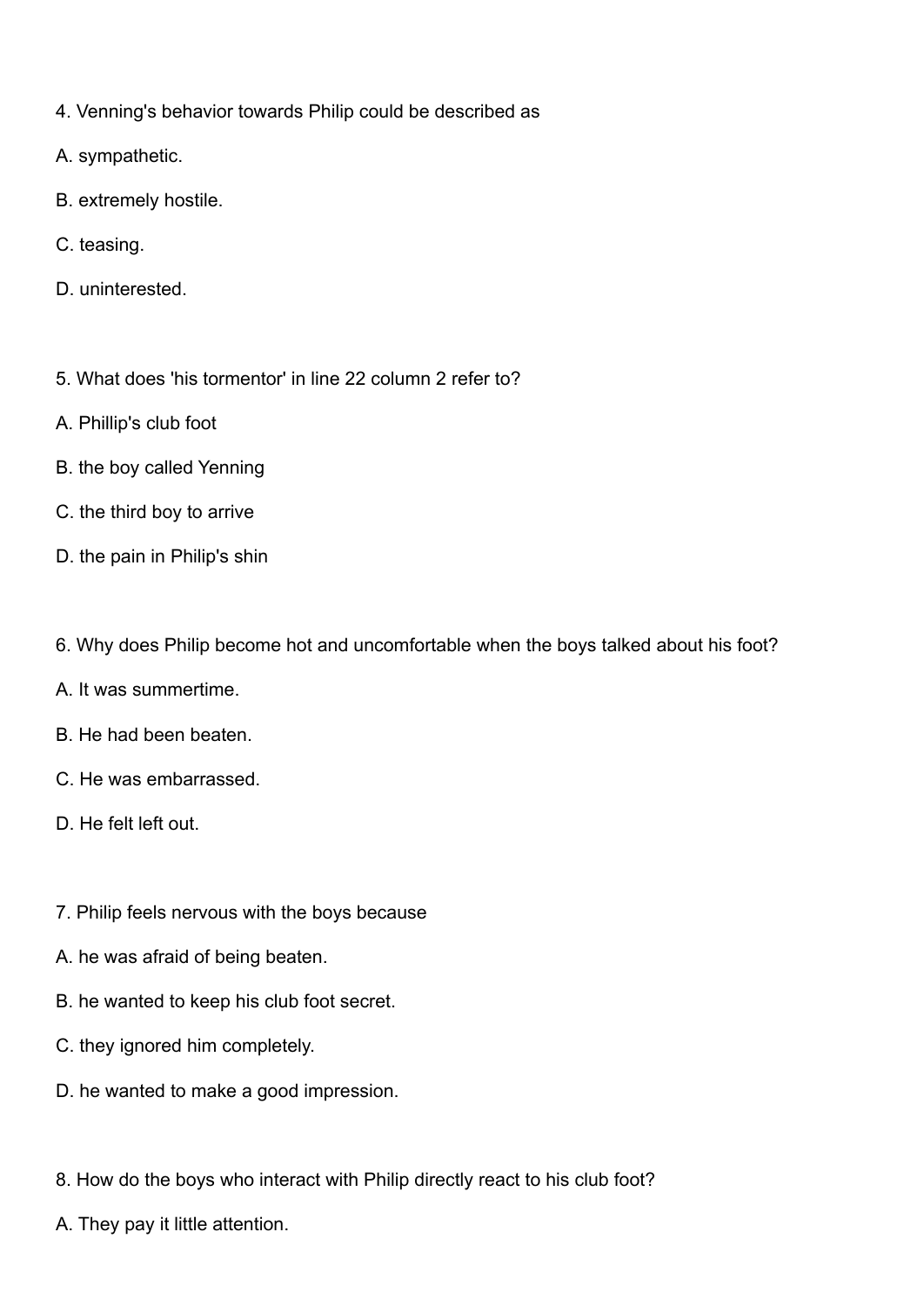4. Venning's behavior towards Philip could be described as

A. sympathetic.

B. extremely hostile.

C. teasing.

D. uninterested.

5. What does 'his tormentor' in line 22 column 2 refer to?

A. Phillip's club foot

B. the boy called Yenning

C. the third boy to arrive

D. the pain in Philip's shin

6. Why does Philip become hot and uncomfortable when the boys talked about his foot?

A. It was summertime.

B. He had been beaten.

C. He was embarrassed.

D. He felt left out.

7. Philip feels nervous with the boys because

A. he was afraid of being beaten.

B. he wanted to keep his club foot secret.

C. they ignored him completely.

D. he wanted to make a good impression.

8. How do the boys who interact with Philip directly react to his club foot?

A. They pay it little attention.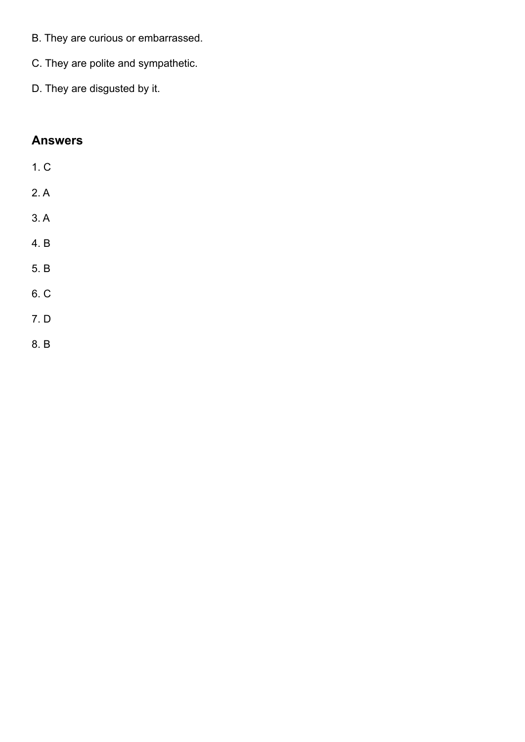B. They are curious or embarrassed.

C. They are polite and sympathetic.

D. They are disgusted by it.

## Answers

1. C

2. A

3. A

4. B

5. B

6. C

7. D

8. B